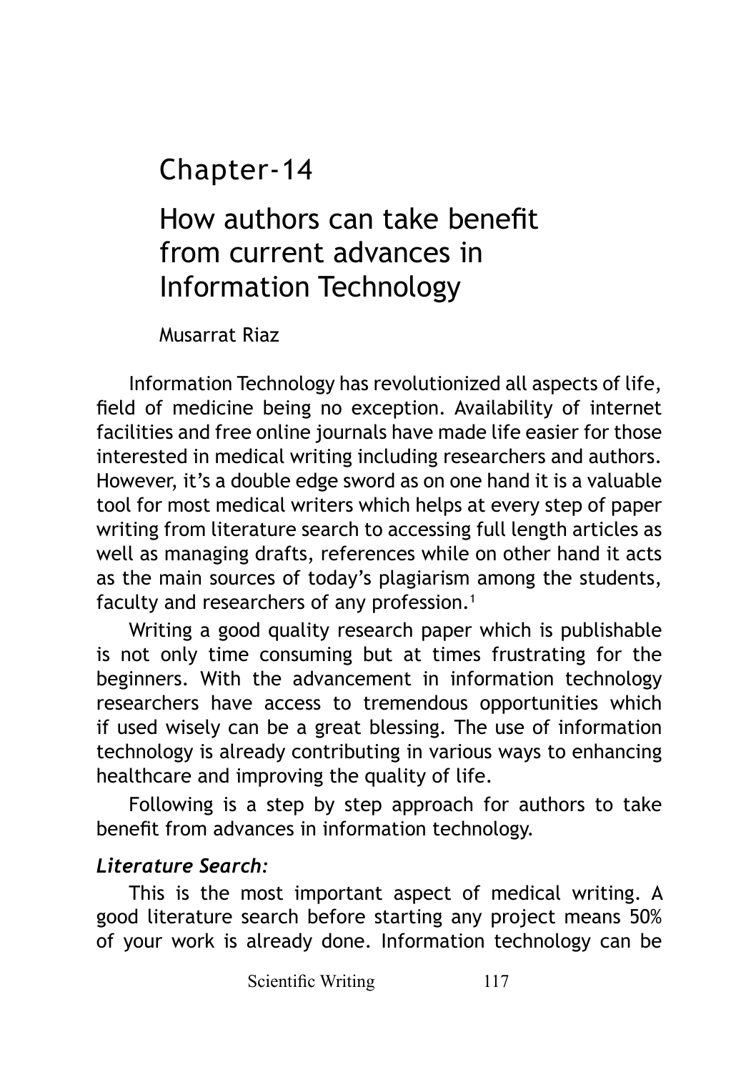# Chapter-14

## How authors can take benefit from current advances in Information Technology

Musarrat Riaz

Information Technology has revolutionized all aspects of life, field of medicine being no exception. Availability of internet facilities and free online journals have made life easier for those interested in medical writing including researchers and authors. However, it's a double edge sword as on one hand it is a valuable tool for most medical writers which helps at every step of paper writing from literature search to accessing full length articles as well as managing drafts, references while on other hand it acts as the main sources of today's plagiarism among the students, faculty and researchers of any profession.[1]

Writing a good quality research paper which is publishable is not only time consuming but at times frustrating for the beginners. With the advancement in information technology researchers have access to tremendous opportunities which if used wisely can be a great blessing. The use of information technology is already contributing in various ways to enhancing healthcare and improving the quality of life.

Following is a step by step approach for authors to take benefit from advances in information technology.

***Literature Search:***

This is the most important aspect of medical writing. A good literature search before starting any project means 50% of your work is already done. Information technology can be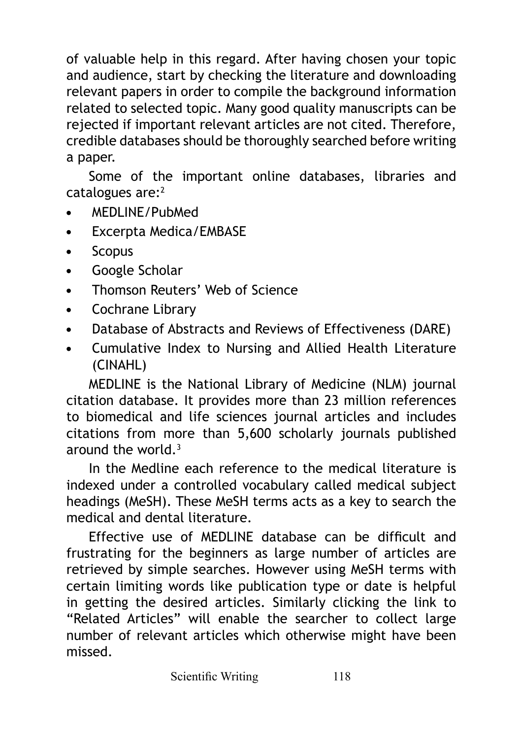of valuable help in this regard. After having chosen your topic and audience, start by checking the literature and downloading relevant papers in order to compile the background information related to selected topic. Many good quality manuscripts can be rejected if important relevant articles are not cited. Therefore, credible databases should be thoroughly searched before writing a paper.

Some of the important online databases, libraries and catalogues are:[2]

- MEDLINE/PubMed
- Excerpta Medica/EMBASE
- Scopus
- Google Scholar
- Thomson Reuters' Web of Science
- Cochrane Library
- Database of Abstracts and Reviews of Effectiveness (DARE)
- Cumulative Index to Nursing and Allied Health Literature (CINAHL)

MEDLINE is the National Library of Medicine (NLM) journal citation database. It provides more than 23 million references to biomedical and life sciences journal articles and includes citations from more than 5,600 scholarly journals published around the world.[3]

In the Medline each reference to the medical literature is indexed under a controlled vocabulary called medical subject headings (MeSH). These MeSH terms acts as a key to search the medical and dental literature.

Effective use of MEDLINE database can be difficult and frustrating for the beginners as large number of articles are retrieved by simple searches. However using MeSH terms with certain limiting words like publication type or date is helpful in getting the desired articles. Similarly clicking the link to "Related Articles" will enable the searcher to collect large number of relevant articles which otherwise might have been missed.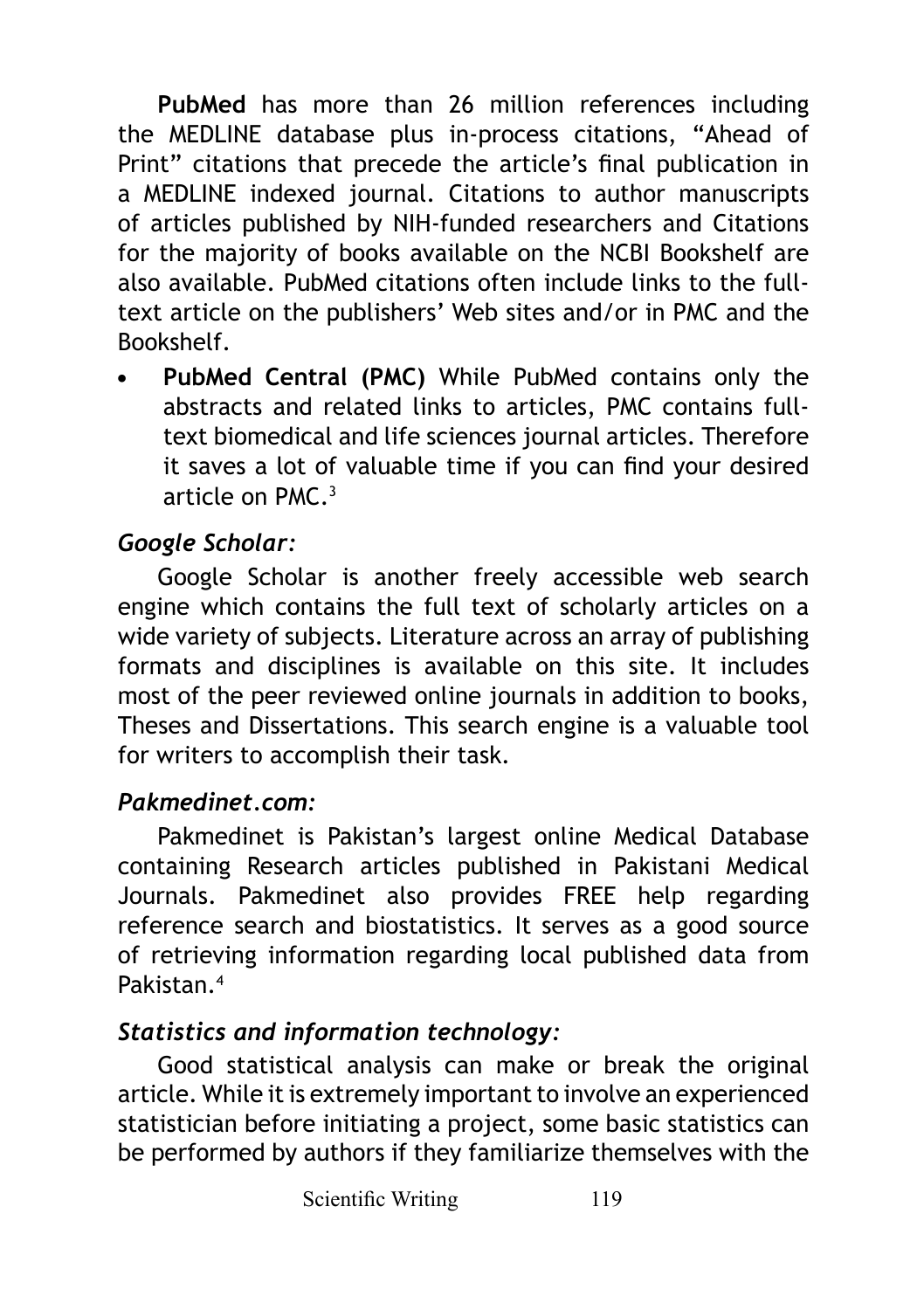**PubMed** has more than 26 million references including the MEDLINE database plus in-process citations, “Ahead of Print” citations that precede the article’s final publication in a MEDLINE indexed journal. Citations to author manuscripts of articles published by NIH-funded researchers and Citations for the majority of books available on the NCBI Bookshelf are also available. PubMed citations often include links to the full-text article on the publishers’ Web sites and/or in PMC and the Bookshelf.

- **PubMed Central (PMC)** While PubMed contains only the abstracts and related links to articles, PMC contains full-text biomedical and life sciences journal articles. Therefore it saves a lot of valuable time if you can find your desired article on PMC.[3]

### *Google Scholar:*

Google Scholar is another freely accessible web search engine which contains the full text of scholarly articles on a wide variety of subjects. Literature across an array of publishing formats and disciplines is available on this site. It includes most of the peer reviewed online journals in addition to books, Theses and Dissertations. This search engine is a valuable tool for writers to accomplish their task.

### *Pakmedinet.com:*

Pakmedinet is Pakistan’s largest online Medical Database containing Research articles published in Pakistani Medical Journals. Pakmedinet also provides FREE help regarding reference search and biostatistics. It serves as a good source of retrieving information regarding local published data from Pakistan.[4]

### *Statistics and information technology:*

Good statistical analysis can make or break the original article. While it is extremely important to involve an experienced statistician before initiating a project, some basic statistics can be performed by authors if they familiarize themselves with the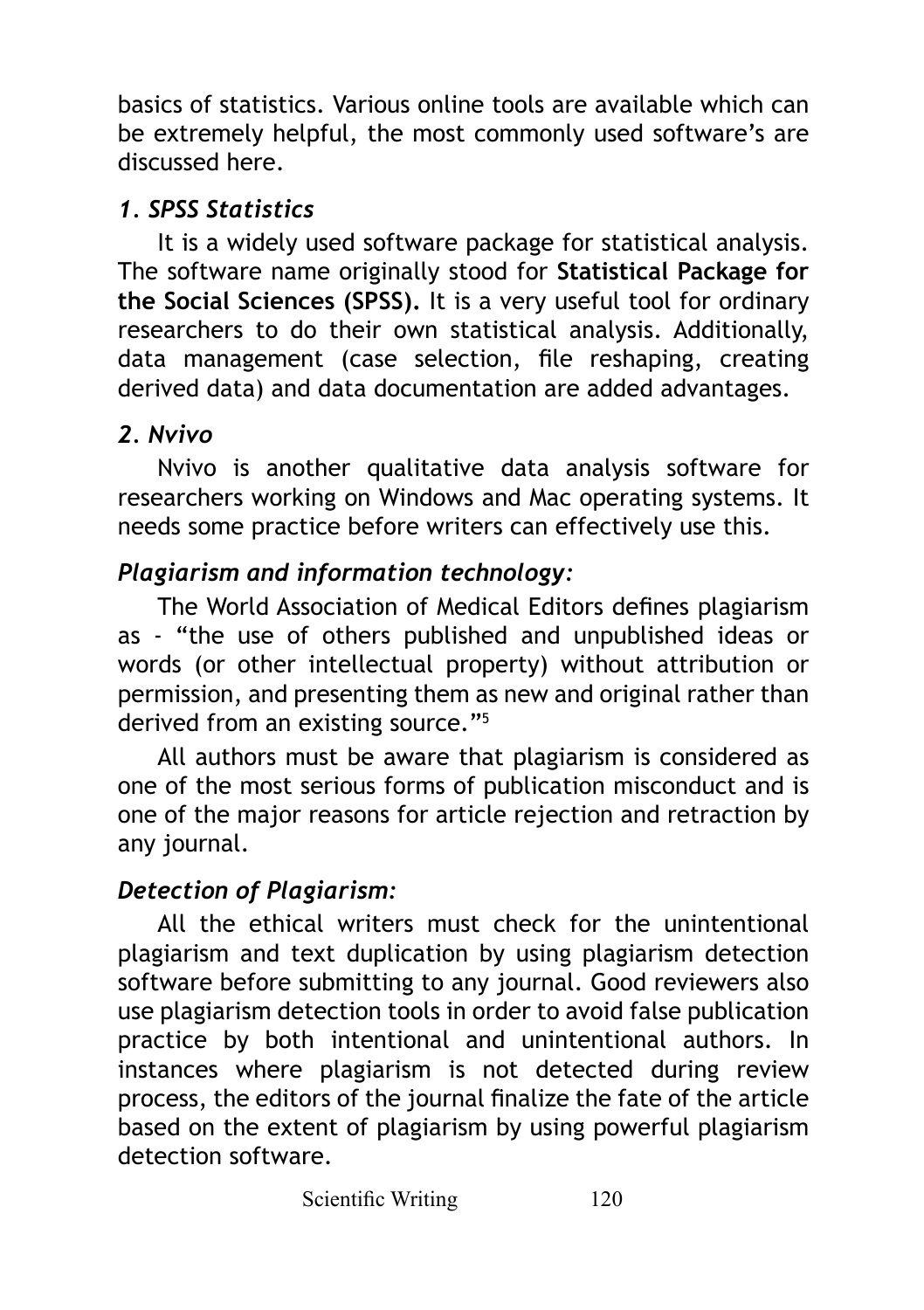basics of statistics. Various online tools are available which can be extremely helpful, the most commonly used software's are discussed here.

### *1. SPSS Statistics*

It is a widely used software package for statistical analysis. The software name originally stood for **Statistical Package for the Social Sciences (SPSS).** It is a very useful tool for ordinary researchers to do their own statistical analysis. Additionally, data management (case selection, file reshaping, creating derived data) and data documentation are added advantages.

### *2. Nvivo*

Nvivo is another qualitative data analysis software for researchers working on Windows and Mac operating systems. It needs some practice before writers can effectively use this.

### *Plagiarism and information technology:*

The World Association of Medical Editors defines plagiarism as - "the use of others published and unpublished ideas or words (or other intellectual property) without attribution or permission, and presenting them as new and original rather than derived from an existing source."[5]

All authors must be aware that plagiarism is considered as one of the most serious forms of publication misconduct and is one of the major reasons for article rejection and retraction by any journal.

### *Detection of Plagiarism:*

All the ethical writers must check for the unintentional plagiarism and text duplication by using plagiarism detection software before submitting to any journal. Good reviewers also use plagiarism detection tools in order to avoid false publication practice by both intentional and unintentional authors. In instances where plagiarism is not detected during review process, the editors of the journal finalize the fate of the article based on the extent of plagiarism by using powerful plagiarism detection software.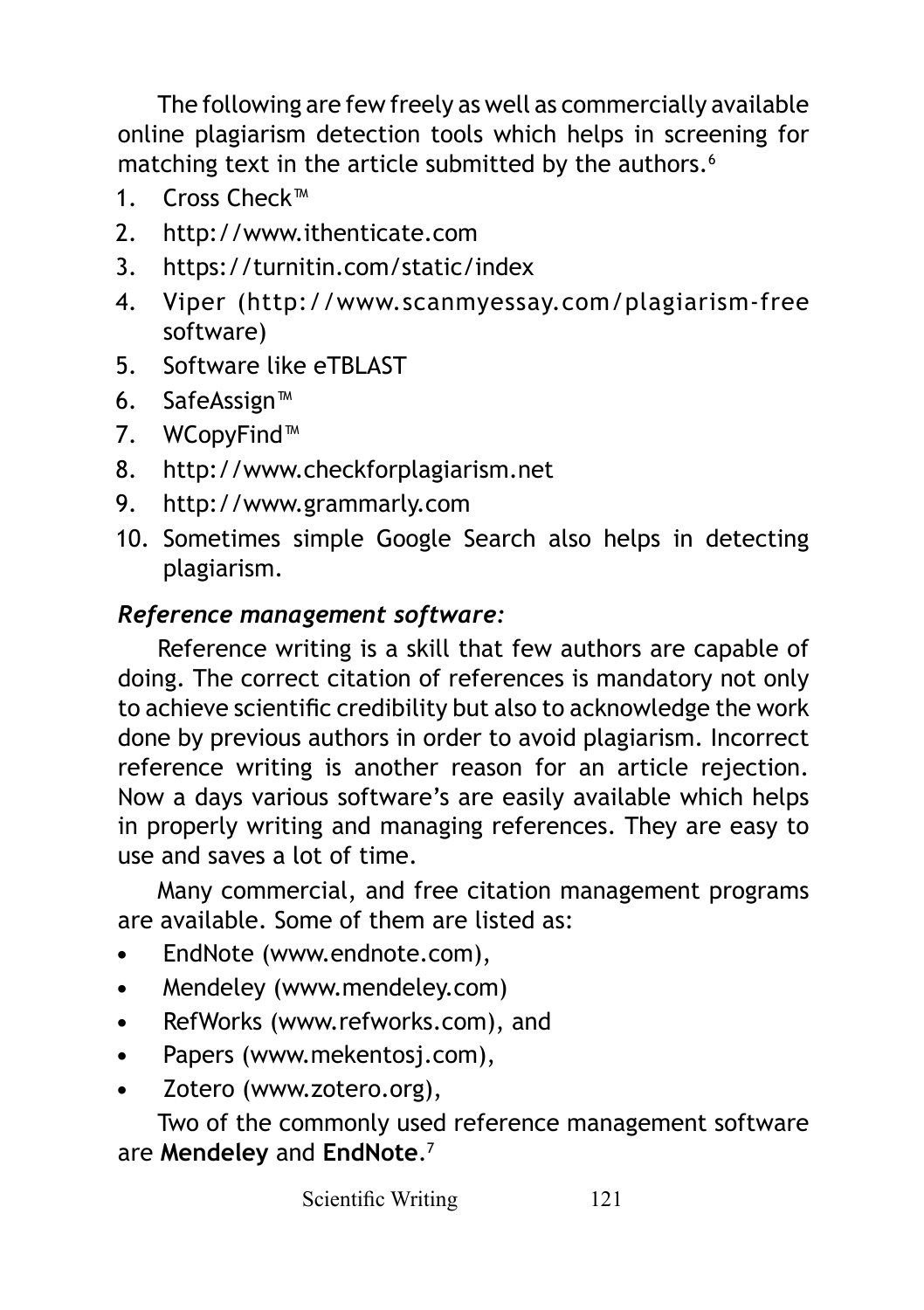The following are few freely as well as commercially available online plagiarism detection tools which helps in screening for matching text in the article submitted by the authors.[6]

1. Cross Check™
2. http://www.ithenticate.com
3. https://turnitin.com/static/index
4. Viper (http://www.scanmyessay.com/plagiarism-free software)
5. Software like eTBLAST
6. SafeAssign™
7. WCopyFind™
8. http://www.checkforplagiarism.net
9. http://www.grammarly.com
10. Sometimes simple Google Search also helps in detecting plagiarism.

***Reference management software:***

Reference writing is a skill that few authors are capable of doing. The correct citation of references is mandatory not only to achieve scientific credibility but also to acknowledge the work done by previous authors in order to avoid plagiarism. Incorrect reference writing is another reason for an article rejection. Now a days various software's are easily available which helps in properly writing and managing references. They are easy to use and saves a lot of time.

Many commercial, and free citation management programs are available. Some of them are listed as:

- EndNote (www.endnote.com),
- Mendeley (www.mendeley.com)
- RefWorks (www.refworks.com), and
- Papers (www.mekentosj.com),
- Zotero (www.zotero.org),

Two of the commonly used reference management software are **Mendeley** and **EndNote**.[7]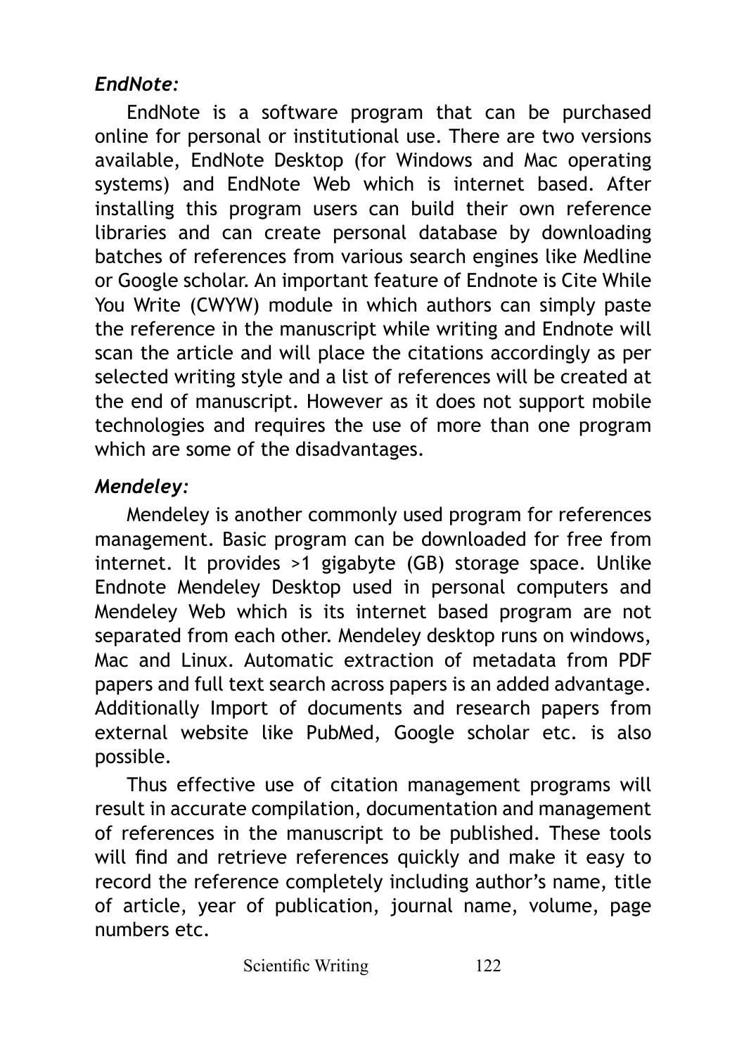***EndNote:***

EndNote is a software program that can be purchased online for personal or institutional use. There are two versions available, EndNote Desktop (for Windows and Mac operating systems) and EndNote Web which is internet based. After installing this program users can build their own reference libraries and can create personal database by downloading batches of references from various search engines like Medline or Google scholar. An important feature of Endnote is Cite While You Write (CWYW) module in which authors can simply paste the reference in the manuscript while writing and Endnote will scan the article and will place the citations accordingly as per selected writing style and a list of references will be created at the end of manuscript. However as it does not support mobile technologies and requires the use of more than one program which are some of the disadvantages.

***Mendeley:***

Mendeley is another commonly used program for references management. Basic program can be downloaded for free from internet. It provides >1 gigabyte (GB) storage space. Unlike Endnote Mendeley Desktop used in personal computers and Mendeley Web which is its internet based program are not separated from each other. Mendeley desktop runs on windows, Mac and Linux. Automatic extraction of metadata from PDF papers and full text search across papers is an added advantage. Additionally Import of documents and research papers from external website like PubMed, Google scholar etc. is also possible.

Thus effective use of citation management programs will result in accurate compilation, documentation and management of references in the manuscript to be published. These tools will find and retrieve references quickly and make it easy to record the reference completely including author's name, title of article, year of publication, journal name, volume, page numbers etc.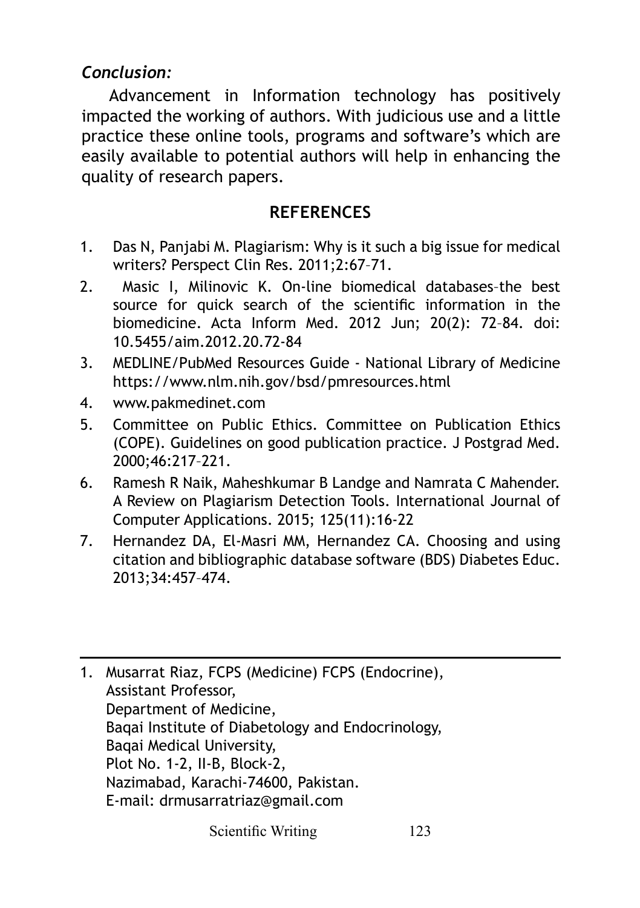*Conclusion:*

Advancement in Information technology has positively impacted the working of authors. With judicious use and a little practice these online tools, programs and software's which are easily available to potential authors will help in enhancing the quality of research papers.

## REFERENCES

1. Das N, Panjabi M. Plagiarism: Why is it such a big issue for medical writers? Perspect Clin Res. 2011;2:67–71.
2. Masic I, Milinovic K. On-line biomedical databases–the best source for quick search of the scientific information in the biomedicine. Acta Inform Med. 2012 Jun; 20(2): 72–84. doi: 10.5455/aim.2012.20.72-84
3. MEDLINE/PubMed Resources Guide - National Library of Medicine https://www.nlm.nih.gov/bsd/pmresources.html
4. www.pakmedinet.com
5. Committee on Public Ethics. Committee on Publication Ethics (COPE). Guidelines on good publication practice. J Postgrad Med. 2000;46:217–221.
6. Ramesh R Naik, Maheshkumar B Landge and Namrata C Mahender. A Review on Plagiarism Detection Tools. International Journal of Computer Applications. 2015; 125(11):16-22
7. Hernandez DA, El-Masri MM, Hernandez CA. Choosing and using citation and bibliographic database software (BDS) Diabetes Educ. 2013;34:457–474.

---

1. Musarrat Riaz, FCPS (Medicine) FCPS (Endocrine),
   Assistant Professor,
   Department of Medicine,
   Baqai Institute of Diabetology and Endocrinology,
   Baqai Medical University,
   Plot No. 1-2, II-B, Block-2,
   Nazimabad, Karachi-74600, Pakistan.
   E-mail: drmusarratriaz@gmail.com